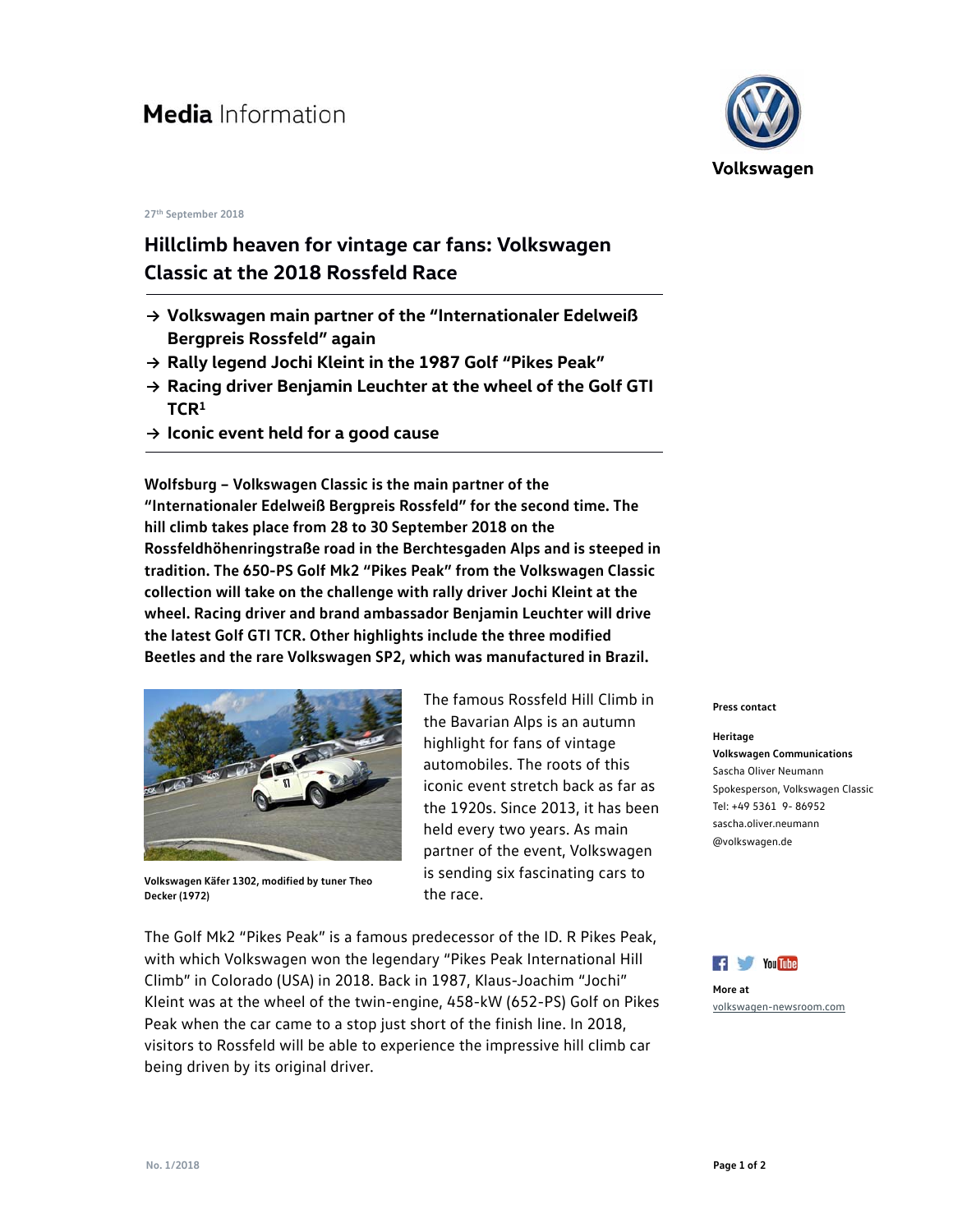# **Media** Information

Volkswagen

27th September 2018

## Hillclimb heaven for vintage car fans: Volkswagen Classic at the 2018 Rossfeld Race

- → Volkswagen main partner of the "Internationaler Edelweiß Bergpreis Rossfeld" again
- → Rally legend Jochi Kleint in the 1987 Golf "Pikes Peak"
- → Racing driver Benjamin Leuchter at the wheel of the Golf GTI TCR[1]
- → Iconic event held for a good cause

**Wolfsburg – Volkswagen Classic is the main partner of the "Internationaler Edelweiß Bergpreis Rossfeld" for the second time. The hill climb takes place from 28 to 30 September 2018 on the Rossfeldhöhenringstraße road in the Berchtesgaden Alps and is steeped in tradition. The 650-PS Golf Mk2 "Pikes Peak" from the Volkswagen Classic collection will take on the challenge with rally driver Jochi Kleint at the wheel. Racing driver and brand ambassador Benjamin Leuchter will drive the latest Golf GTI TCR. Other highlights include the three modified Beetles and the rare Volkswagen SP2, which was manufactured in Brazil.**

**Volkswagen Käfer 1302, modified by tuner Theo Decker (1972)**

The famous Rossfeld Hill Climb in the Bavarian Alps is an autumn highlight for fans of vintage automobiles. The roots of this iconic event stretch back as far as the 1920s. Since 2013, it has been held every two years. As main partner of the event, Volkswagen is sending six fascinating cars to the race.

The Golf Mk2 "Pikes Peak" is a famous predecessor of the ID. R Pikes Peak, with which Volkswagen won the legendary "Pikes Peak International Hill Climb" in Colorado (USA) in 2018. Back in 1987, Klaus-Joachim "Jochi" Kleint was at the wheel of the twin-engine, 458-kW (652-PS) Golf on Pikes Peak when the car came to a stop just short of the finish line. In 2018, visitors to Rossfeld will be able to experience the impressive hill climb car being driven by its original driver.

**Press contact**

**Heritage**
**Volkswagen Communications**
Sascha Oliver Neumann
Spokesperson, Volkswagen Classic
Tel: +49 5361 9- 86952
sascha.oliver.neumann@volkswagen.de

**More at**
volkswagen-newsroom.com

No. 1/2018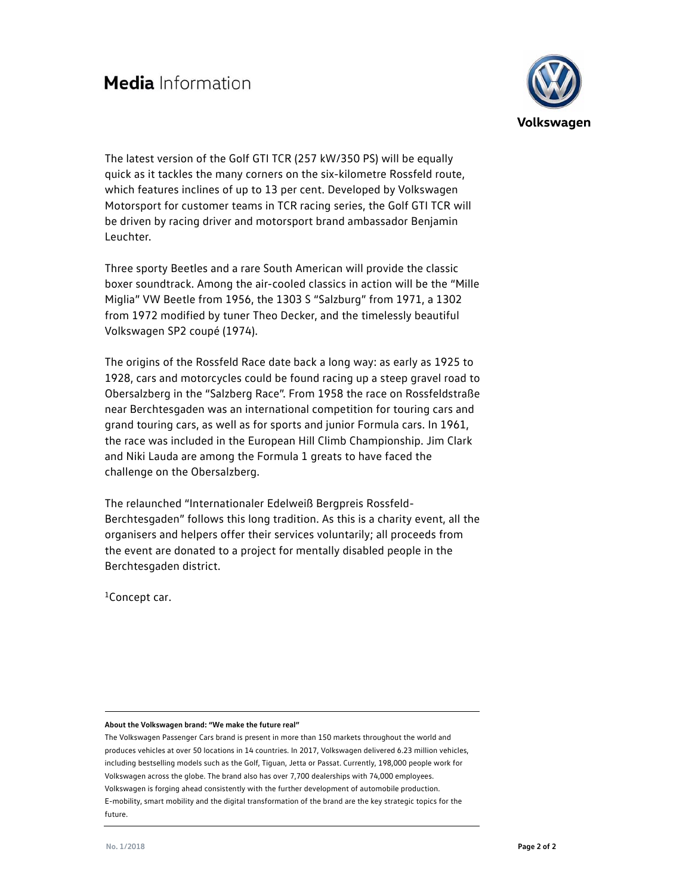# **Media** Information

The latest version of the Golf GTI TCR (257 kW/350 PS) will be equally quick as it tackles the many corners on the six-kilometre Rossfeld route, which features inclines of up to 13 per cent. Developed by Volkswagen Motorsport for customer teams in TCR racing series, the Golf GTI TCR will be driven by racing driver and motorsport brand ambassador Benjamin Leuchter.

Three sporty Beetles and a rare South American will provide the classic boxer soundtrack. Among the air-cooled classics in action will be the "Mille Miglia" VW Beetle from 1956, the 1303 S "Salzburg" from 1971, a 1302 from 1972 modified by tuner Theo Decker, and the timelessly beautiful Volkswagen SP2 coupé (1974).

The origins of the Rossfeld Race date back a long way: as early as 1925 to 1928, cars and motorcycles could be found racing up a steep gravel road to Obersalzberg in the "Salzberg Race". From 1958 the race on Rossfeldstraße near Berchtesgaden was an international competition for touring cars and grand touring cars, as well as for sports and junior Formula cars. In 1961, the race was included in the European Hill Climb Championship. Jim Clark and Niki Lauda are among the Formula 1 greats to have faced the challenge on the Obersalzberg.

The relaunched "Internationaler Edelweiß Bergpreis Rossfeld-Berchtesgaden" follows this long tradition. As this is a charity event, all the organisers and helpers offer their services voluntarily; all proceeds from the event are donated to a project for mentally disabled people in the Berchtesgaden district.

[1]Concept car.

---

**About the Volkswagen brand: "We make the future real"**

The Volkswagen Passenger Cars brand is present in more than 150 markets throughout the world and produces vehicles at over 50 locations in 14 countries. In 2017, Volkswagen delivered 6.23 million vehicles, including bestselling models such as the Golf, Tiguan, Jetta or Passat. Currently, 198,000 people work for Volkswagen across the globe. The brand also has over 7,700 dealerships with 74,000 employees. Volkswagen is forging ahead consistently with the further development of automobile production. E-mobility, smart mobility and the digital transformation of the brand are the key strategic topics for the future.

---

No. 1/2018